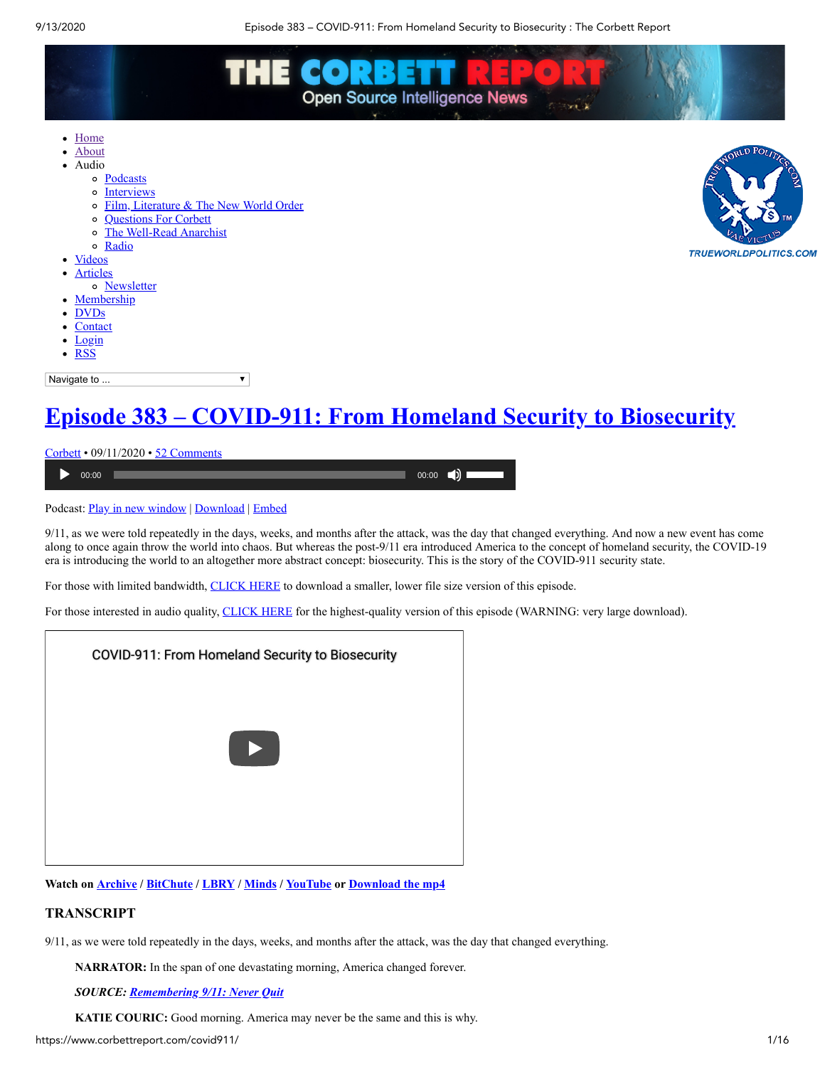- Home
- About
- Audio
  - Podcasts
  - Interviews
  - Film, Literature & The New World Order
  - Questions For Corbett
  - The Well-Read Anarchist
  - Radio
- Videos
- Articles
  - Newsletter
- Membership
- DVDs
- Contact
- Login
- RSS

Navigate to ...

# Episode 383 – COVID-911: From Homeland Security to Biosecurity

Corbett • 09/11/2020 • 52 Comments

00:00 00:00

Podcast: Play in new window | Download | Embed

9/11, as we were told repeatedly in the days, weeks, and months after the attack, was the day that changed everything. And now a new event has come along to once again throw the world into chaos. But whereas the post-9/11 era introduced America to the concept of homeland security, the COVID-19 era is introducing the world to an altogether more abstract concept: biosecurity. This is the story of the COVID-911 security state.

For those with limited bandwidth, CLICK HERE to download a smaller, lower file size version of this episode.

For those interested in audio quality, CLICK HERE for the highest-quality version of this episode (WARNING: very large download).

COVID-911: From Homeland Security to Biosecurity

**Watch on Archive / BitChute / LBRY / Minds / YouTube or Download the mp4**

### TRANSCRIPT

9/11, as we were told repeatedly in the days, weeks, and months after the attack, was the day that changed everything.

> **NARRATOR:** In the span of one devastating morning, America changed forever.
>
> ***SOURCE: Remembering 9/11: Never Quit***
>
> **KATIE COURIC:** Good morning. America may never be the same and this is why.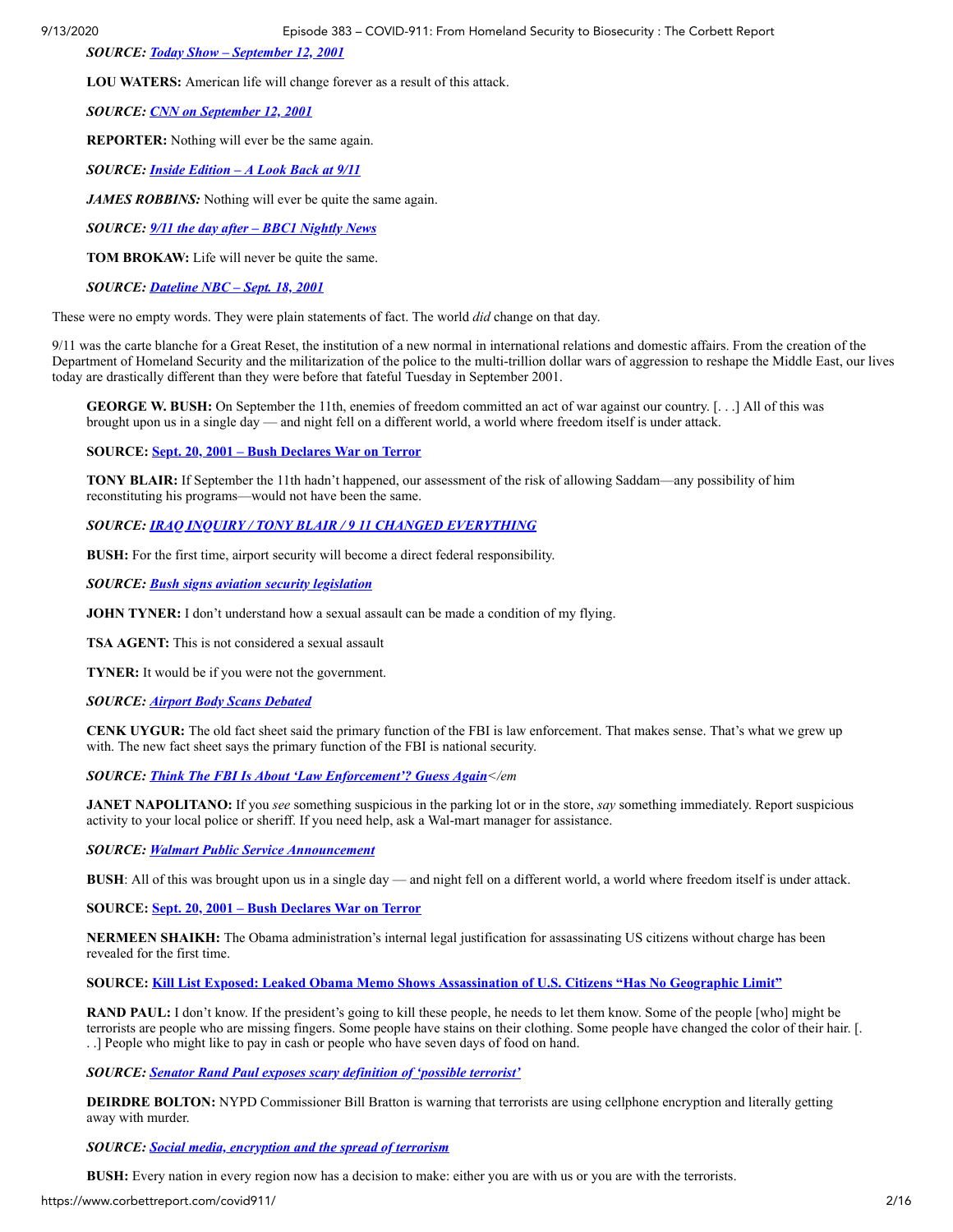*SOURCE: [Today Show – September 12, 2001]*

**LOU WATERS:** American life will change forever as a result of this attack.

*SOURCE: [CNN on September 12, 2001]*

**REPORTER:** Nothing will ever be the same again.

*SOURCE: [Inside Edition – A Look Back at 9/11]*

***JAMES ROBBINS:*** Nothing will ever be quite the same again.

*SOURCE: [9/11 the day after – BBC1 Nightly News]*

**TOM BROKAW:** Life will never be quite the same.

*SOURCE: [Dateline NBC – Sept. 18, 2001]*

These were no empty words. They were plain statements of fact. The world *did* change on that day.

9/11 was the carte blanche for a Great Reset, the institution of a new normal in international relations and domestic affairs. From the creation of the Department of Homeland Security and the militarization of the police to the multi-trillion dollar wars of aggression to reshape the Middle East, our lives today are drastically different than they were before that fateful Tuesday in September 2001.

**GEORGE W. BUSH:** On September the 11th, enemies of freedom committed an act of war against our country. [. . .] All of this was brought upon us in a single day — and night fell on a different world, a world where freedom itself is under attack.

**SOURCE: [Sept. 20, 2001 – Bush Declares War on Terror]**

**TONY BLAIR:** If September the 11th hadn't happened, our assessment of the risk of allowing Saddam—any possibility of him reconstituting his programs—would not have been the same.

*SOURCE: [IRAQ INQUIRY / TONY BLAIR / 9 11 CHANGED EVERYTHING]*

**BUSH:** For the first time, airport security will become a direct federal responsibility.

*SOURCE: [Bush signs aviation security legislation]*

**JOHN TYNER:** I don't understand how a sexual assault can be made a condition of my flying.

**TSA AGENT:** This is not considered a sexual assault

**TYNER:** It would be if you were not the government.

*SOURCE: [Airport Body Scans Debated]*

**CENK UYGUR:** The old fact sheet said the primary function of the FBI is law enforcement. That makes sense. That's what we grew up with. The new fact sheet says the primary function of the FBI is national security.

*SOURCE: [Think The FBI Is About 'Law Enforcement'? Guess Again]</em*

**JANET NAPOLITANO:** If you *see* something suspicious in the parking lot or in the store, *say* something immediately. Report suspicious activity to your local police or sheriff. If you need help, ask a Wal-mart manager for assistance.

*SOURCE: [Walmart Public Service Announcement]*

**BUSH**: All of this was brought upon us in a single day — and night fell on a different world, a world where freedom itself is under attack.

**SOURCE: [Sept. 20, 2001 – Bush Declares War on Terror]**

**NERMEEN SHAIKH:** The Obama administration's internal legal justification for assassinating US citizens without charge has been revealed for the first time.

**SOURCE: [Kill List Exposed: Leaked Obama Memo Shows Assassination of U.S. Citizens "Has No Geographic Limit"]**

**RAND PAUL:** I don't know. If the president's going to kill these people, he needs to let them know. Some of the people [who] might be terrorists are people who are missing fingers. Some people have stains on their clothing. Some people have changed the color of their hair. [. . .] People who might like to pay in cash or people who have seven days of food on hand.

*SOURCE: [Senator Rand Paul exposes scary definition of 'possible terrorist']*

**DEIRDRE BOLTON:** NYPD Commissioner Bill Bratton is warning that terrorists are using cellphone encryption and literally getting away with murder.

*SOURCE: [Social media, encryption and the spread of terrorism]*

**BUSH:** Every nation in every region now has a decision to make: either you are with us or you are with the terrorists.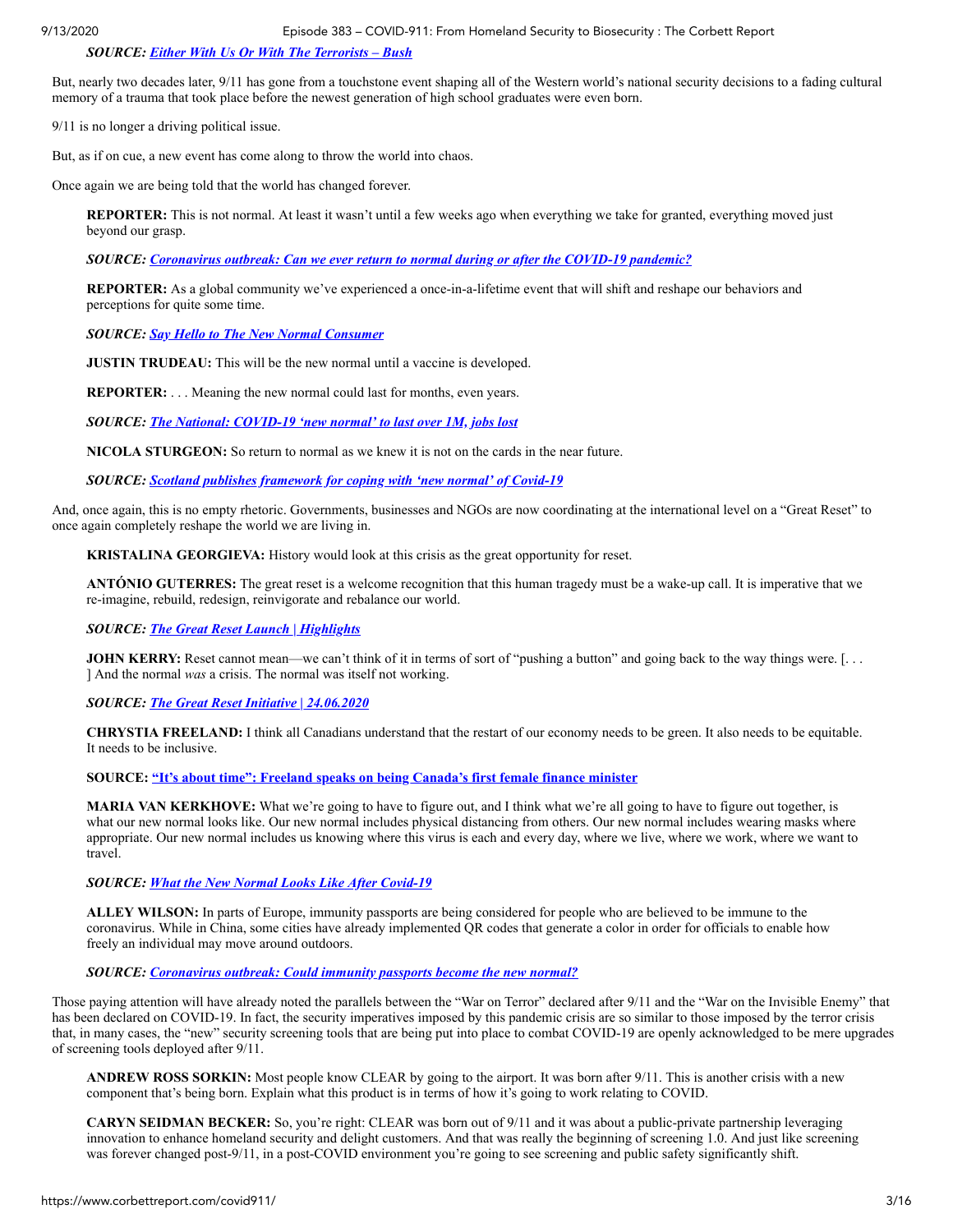*SOURCE: [Either With Us Or With The Terrorists – Bush]*

But, nearly two decades later, 9/11 has gone from a touchstone event shaping all of the Western world's national security decisions to a fading cultural memory of a trauma that took place before the newest generation of high school graduates were even born.

9/11 is no longer a driving political issue.

But, as if on cue, a new event has come along to throw the world into chaos.

Once again we are being told that the world has changed forever.

> **REPORTER:** This is not normal. At least it wasn't until a few weeks ago when everything we take for granted, everything moved just beyond our grasp.
>
> *SOURCE: [Coronavirus outbreak: Can we ever return to normal during or after the COVID-19 pandemic?]*
>
> **REPORTER:** As a global community we've experienced a once-in-a-lifetime event that will shift and reshape our behaviors and perceptions for quite some time.
>
> *SOURCE: [Say Hello to The New Normal Consumer]*
>
> **JUSTIN TRUDEAU:** This will be the new normal until a vaccine is developed.
>
> **REPORTER:** . . . Meaning the new normal could last for months, even years.
>
> *SOURCE: [The National: COVID-19 'new normal' to last over 1M, jobs lost]*
>
> **NICOLA STURGEON:** So return to normal as we knew it is not on the cards in the near future.
>
> *SOURCE: [Scotland publishes framework for coping with 'new normal' of Covid-19]*

And, once again, this is no empty rhetoric. Governments, businesses and NGOs are now coordinating at the international level on a "Great Reset" to once again completely reshape the world we are living in.

> **KRISTALINA GEORGIEVA:** History would look at this crisis as the great opportunity for reset.
>
> **ANTÓNIO GUTERRES:** The great reset is a welcome recognition that this human tragedy must be a wake-up call. It is imperative that we re-imagine, rebuild, redesign, reinvigorate and rebalance our world.
>
> *SOURCE: [The Great Reset Launch | Highlights]*
>
> **JOHN KERRY:** Reset cannot mean—we can't think of it in terms of sort of "pushing a button" and going back to the way things were. [. . . ] And the normal *was* a crisis. The normal was itself not working.
>
> *SOURCE: [The Great Reset Initiative | 24.06.2020]*
>
> **CHRYSTIA FREELAND:** I think all Canadians understand that the restart of our economy needs to be green. It also needs to be equitable. It needs to be inclusive.
>
> **SOURCE: ["It's about time": Freeland speaks on being Canada's first female finance minister]**
>
> **MARIA VAN KERKHOVE:** What we're going to have to figure out, and I think what we're all going to have to figure out together, is what our new normal looks like. Our new normal includes physical distancing from others. Our new normal includes wearing masks where appropriate. Our new normal includes us knowing where this virus is each and every day, where we live, where we work, where we want to travel.
>
> *SOURCE: [What the New Normal Looks Like After Covid-19]*
>
> **ALLEY WILSON:** In parts of Europe, immunity passports are being considered for people who are believed to be immune to the coronavirus. While in China, some cities have already implemented QR codes that generate a color in order for officials to enable how freely an individual may move around outdoors.
>
> *SOURCE: [Coronavirus outbreak: Could immunity passports become the new normal?]*

Those paying attention will have already noted the parallels between the "War on Terror" declared after 9/11 and the "War on the Invisible Enemy" that has been declared on COVID-19. In fact, the security imperatives imposed by this pandemic crisis are so similar to those imposed by the terror crisis that, in many cases, the "new" security screening tools that are being put into place to combat COVID-19 are openly acknowledged to be mere upgrades of screening tools deployed after 9/11.

> **ANDREW ROSS SORKIN:** Most people know CLEAR by going to the airport. It was born after 9/11. This is another crisis with a new component that's being born. Explain what this product is in terms of how it's going to work relating to COVID.
>
> **CARYN SEIDMAN BECKER:** So, you're right: CLEAR was born out of 9/11 and it was about a public-private partnership leveraging innovation to enhance homeland security and delight customers. And that was really the beginning of screening 1.0. And just like screening was forever changed post-9/11, in a post-COVID environment you're going to see screening and public safety significantly shift.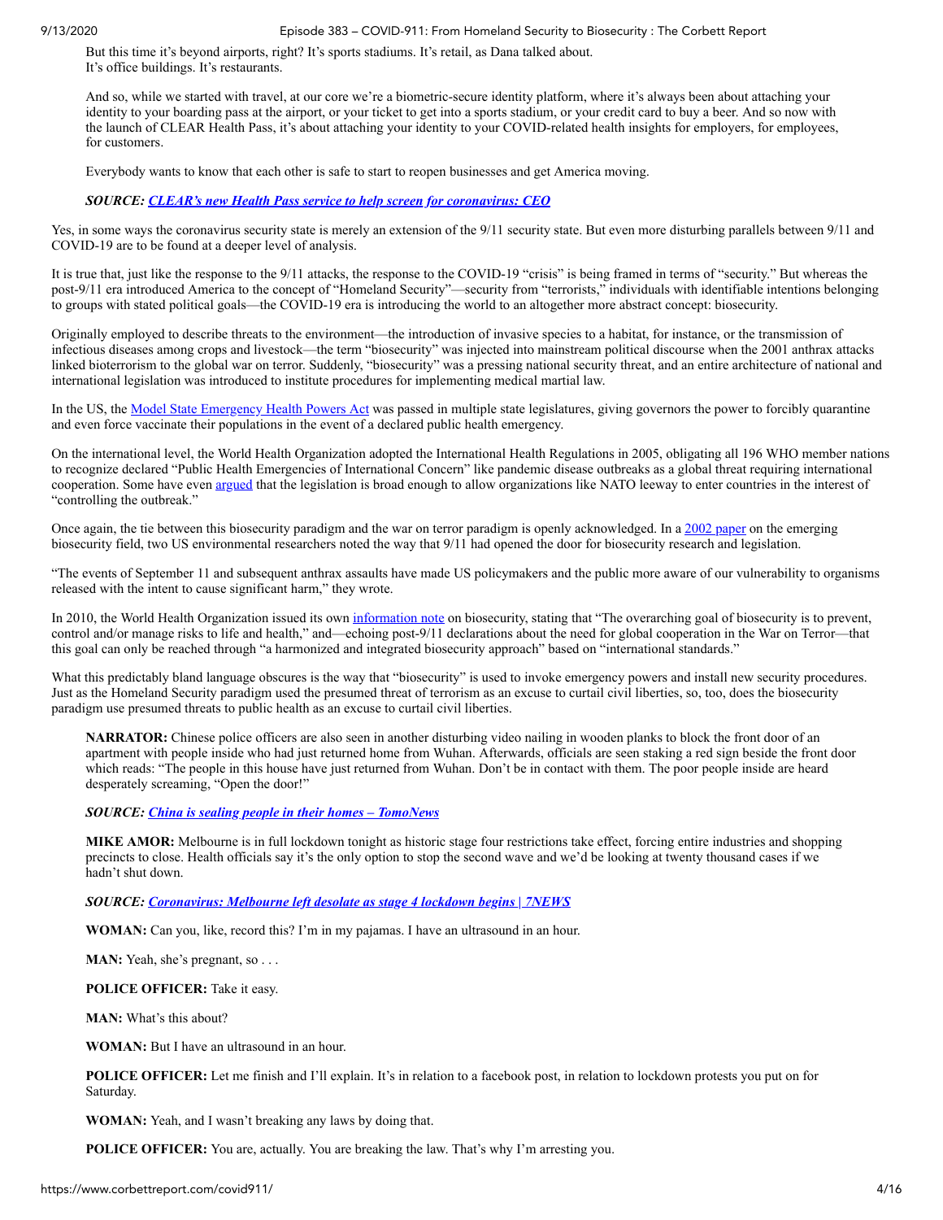But this time it's beyond airports, right? It's sports stadiums. It's retail, as Dana talked about. It's office buildings. It's restaurants.

And so, while we started with travel, at our core we're a biometric-secure identity platform, where it's always been about attaching your identity to your boarding pass at the airport, or your ticket to get into a sports stadium, or your credit card to buy a beer. And so now with the launch of CLEAR Health Pass, it's about attaching your identity to your COVID-related health insights for employers, for employees, for customers.

Everybody wants to know that each other is safe to start to reopen businesses and get America moving.

***SOURCE: CLEAR's new Health Pass service to help screen for coronavirus: CEO***

Yes, in some ways the coronavirus security state is merely an extension of the 9/11 security state. But even more disturbing parallels between 9/11 and COVID-19 are to be found at a deeper level of analysis.

It is true that, just like the response to the 9/11 attacks, the response to the COVID-19 "crisis" is being framed in terms of "security." But whereas the post-9/11 era introduced America to the concept of "Homeland Security"—security from "terrorists," individuals with identifiable intentions belonging to groups with stated political goals—the COVID-19 era is introducing the world to an altogether more abstract concept: biosecurity.

Originally employed to describe threats to the environment—the introduction of invasive species to a habitat, for instance, or the transmission of infectious diseases among crops and livestock—the term "biosecurity" was injected into mainstream political discourse when the 2001 anthrax attacks linked bioterrorism to the global war on terror. Suddenly, "biosecurity" was a pressing national security threat, and an entire architecture of national and international legislation was introduced to institute procedures for implementing medical martial law.

In the US, the Model State Emergency Health Powers Act was passed in multiple state legislatures, giving governors the power to forcibly quarantine and even force vaccinate their populations in the event of a declared public health emergency.

On the international level, the World Health Organization adopted the International Health Regulations in 2005, obligating all 196 WHO member nations to recognize declared "Public Health Emergencies of International Concern" like pandemic disease outbreaks as a global threat requiring international cooperation. Some have even argued that the legislation is broad enough to allow organizations like NATO leeway to enter countries in the interest of "controlling the outbreak."

Once again, the tie between this biosecurity paradigm and the war on terror paradigm is openly acknowledged. In a 2002 paper on the emerging biosecurity field, two US environmental researchers noted the way that 9/11 had opened the door for biosecurity research and legislation.

"The events of September 11 and subsequent anthrax assaults have made US policymakers and the public more aware of our vulnerability to organisms released with the intent to cause significant harm," they wrote.

In 2010, the World Health Organization issued its own information note on biosecurity, stating that "The overarching goal of biosecurity is to prevent, control and/or manage risks to life and health," and—echoing post-9/11 declarations about the need for global cooperation in the War on Terror—that this goal can only be reached through "a harmonized and integrated biosecurity approach" based on "international standards."

What this predictably bland language obscures is the way that "biosecurity" is used to invoke emergency powers and install new security procedures. Just as the Homeland Security paradigm used the presumed threat of terrorism as an excuse to curtail civil liberties, so, too, does the biosecurity paradigm use presumed threats to public health as an excuse to curtail civil liberties.

**NARRATOR:** Chinese police officers are also seen in another disturbing video nailing in wooden planks to block the front door of an apartment with people inside who had just returned home from Wuhan. Afterwards, officials are seen staking a red sign beside the front door which reads: "The people in this house have just returned from Wuhan. Don't be in contact with them. The poor people inside are heard desperately screaming, "Open the door!"

***SOURCE: China is sealing people in their homes – TomoNews***

**MIKE AMOR:** Melbourne is in full lockdown tonight as historic stage four restrictions take effect, forcing entire industries and shopping precincts to close. Health officials say it's the only option to stop the second wave and we'd be looking at twenty thousand cases if we hadn't shut down.

***SOURCE: Coronavirus: Melbourne left desolate as stage 4 lockdown begins | 7NEWS***

**WOMAN:** Can you, like, record this? I'm in my pajamas. I have an ultrasound in an hour.

**MAN:** Yeah, she's pregnant, so . . .

**POLICE OFFICER:** Take it easy.

**MAN:** What's this about?

**WOMAN:** But I have an ultrasound in an hour.

**POLICE OFFICER:** Let me finish and I'll explain. It's in relation to a facebook post, in relation to lockdown protests you put on for Saturday.

**WOMAN:** Yeah, and I wasn't breaking any laws by doing that.

**POLICE OFFICER:** You are, actually. You are breaking the law. That's why I'm arresting you.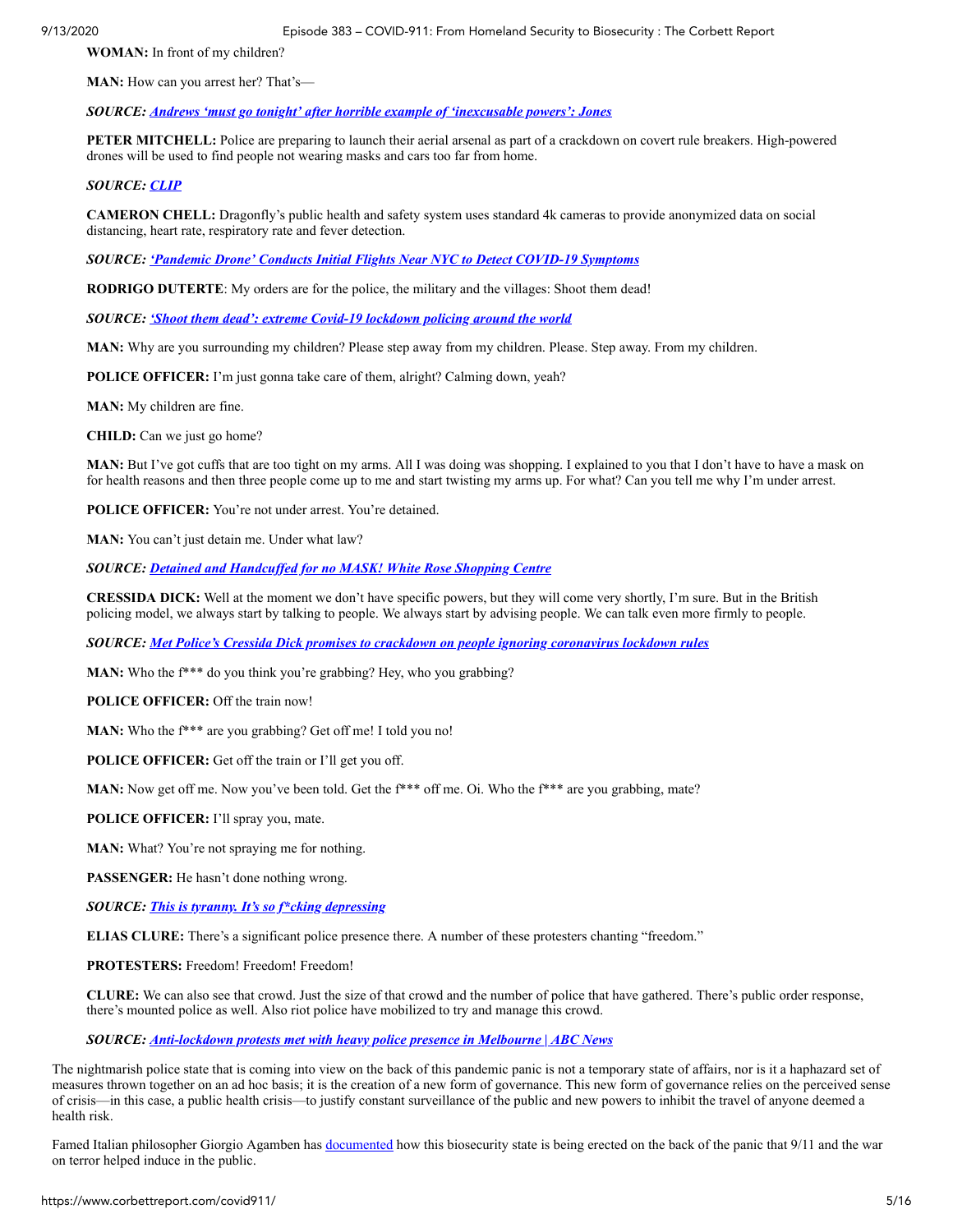**WOMAN:** In front of my children?

**MAN:** How can you arrest her? That's—

***SOURCE:*** ***Andrews 'must go tonight' after horrible example of 'inexcusable powers': Jones***

**PETER MITCHELL:** Police are preparing to launch their aerial arsenal as part of a crackdown on covert rule breakers. High-powered drones will be used to find people not wearing masks and cars too far from home.

***SOURCE:*** ***CLIP***

**CAMERON CHELL:** Dragonfly's public health and safety system uses standard 4k cameras to provide anonymized data on social distancing, heart rate, respiratory rate and fever detection.

***SOURCE:*** ***'Pandemic Drone' Conducts Initial Flights Near NYC to Detect COVID-19 Symptoms***

**RODRIGO DUTERTE**: My orders are for the police, the military and the villages: Shoot them dead!

***SOURCE:*** ***'Shoot them dead': extreme Covid-19 lockdown policing around the world***

**MAN:** Why are you surrounding my children? Please step away from my children. Please. Step away. From my children.

**POLICE OFFICER:** I'm just gonna take care of them, alright? Calming down, yeah?

**MAN:** My children are fine.

**CHILD:** Can we just go home?

**MAN:** But I've got cuffs that are too tight on my arms. All I was doing was shopping. I explained to you that I don't have to have a mask on for health reasons and then three people come up to me and start twisting my arms up. For what? Can you tell me why I'm under arrest.

**POLICE OFFICER:** You're not under arrest. You're detained.

**MAN:** You can't just detain me. Under what law?

***SOURCE:*** ***Detained and Handcuffed for no MASK! White Rose Shopping Centre***

**CRESSIDA DICK:** Well at the moment we don't have specific powers, but they will come very shortly, I'm sure. But in the British policing model, we always start by talking to people. We always start by advising people. We can talk even more firmly to people.

***SOURCE:*** ***Met Police's Cressida Dick promises to crackdown on people ignoring coronavirus lockdown rules***

**MAN:** Who the f*** do you think you're grabbing? Hey, who you grabbing?

**POLICE OFFICER:** Off the train now!

**MAN:** Who the f*** are you grabbing? Get off me! I told you no!

**POLICE OFFICER:** Get off the train or I'll get you off.

**MAN:** Now get off me. Now you've been told. Get the f*** off me. Oi. Who the f*** are you grabbing, mate?

**POLICE OFFICER:** I'll spray you, mate.

**MAN:** What? You're not spraying me for nothing.

**PASSENGER:** He hasn't done nothing wrong.

***SOURCE:*** ***This is tyranny. It's so f*cking depressing***

**ELIAS CLURE:** There's a significant police presence there. A number of these protesters chanting "freedom."

**PROTESTERS:** Freedom! Freedom! Freedom!

**CLURE:** We can also see that crowd. Just the size of that crowd and the number of police that have gathered. There's public order response, there's mounted police as well. Also riot police have mobilized to try and manage this crowd.

***SOURCE:*** ***Anti-lockdown protests met with heavy police presence in Melbourne | ABC News***

The nightmarish police state that is coming into view on the back of this pandemic panic is not a temporary state of affairs, nor is it a haphazard set of measures thrown together on an ad hoc basis; it is the creation of a new form of governance. This new form of governance relies on the perceived sense of crisis—in this case, a public health crisis—to justify constant surveillance of the public and new powers to inhibit the travel of anyone deemed a health risk.

Famed Italian philosopher Giorgio Agamben has documented how this biosecurity state is being erected on the back of the panic that 9/11 and the war on terror helped induce in the public.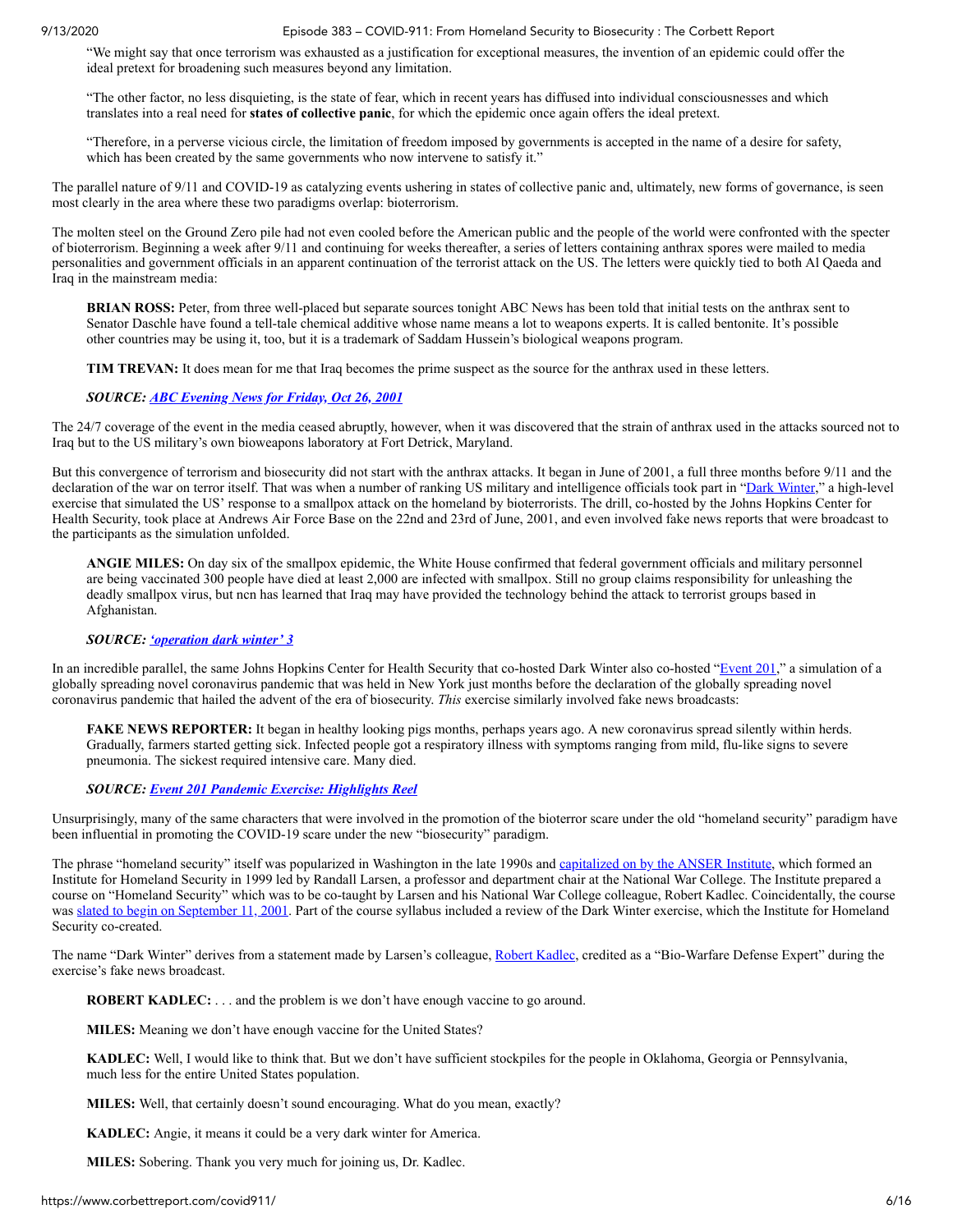"We might say that once terrorism was exhausted as a justification for exceptional measures, the invention of an epidemic could offer the ideal pretext for broadening such measures beyond any limitation.

"The other factor, no less disquieting, is the state of fear, which in recent years has diffused into individual consciousnesses and which translates into a real need for **states of collective panic**, for which the epidemic once again offers the ideal pretext.

"Therefore, in a perverse vicious circle, the limitation of freedom imposed by governments is accepted in the name of a desire for safety, which has been created by the same governments who now intervene to satisfy it."

The parallel nature of 9/11 and COVID-19 as catalyzing events ushering in states of collective panic and, ultimately, new forms of governance, is seen most clearly in the area where these two paradigms overlap: bioterrorism.

The molten steel on the Ground Zero pile had not even cooled before the American public and the people of the world were confronted with the specter of bioterrorism. Beginning a week after 9/11 and continuing for weeks thereafter, a series of letters containing anthrax spores were mailed to media personalities and government officials in an apparent continuation of the terrorist attack on the US. The letters were quickly tied to both Al Qaeda and Iraq in the mainstream media:

**BRIAN ROSS:** Peter, from three well-placed but separate sources tonight ABC News has been told that initial tests on the anthrax sent to Senator Daschle have found a tell-tale chemical additive whose name means a lot to weapons experts. It is called bentonite. It's possible other countries may be using it, too, but it is a trademark of Saddam Hussein's biological weapons program.

**TIM TREVAN:** It does mean for me that Iraq becomes the prime suspect as the source for the anthrax used in these letters.

***SOURCE: ABC Evening News for Friday, Oct 26, 2001***

The 24/7 coverage of the event in the media ceased abruptly, however, when it was discovered that the strain of anthrax used in the attacks sourced not to Iraq but to the US military's own bioweapons laboratory at Fort Detrick, Maryland.

But this convergence of terrorism and biosecurity did not start with the anthrax attacks. It began in June of 2001, a full three months before 9/11 and the declaration of the war on terror itself. That was when a number of ranking US military and intelligence officials took part in "Dark Winter," a high-level exercise that simulated the US' response to a smallpox attack on the homeland by bioterrorists. The drill, co-hosted by the Johns Hopkins Center for Health Security, took place at Andrews Air Force Base on the 22nd and 23rd of June, 2001, and even involved fake news reports that were broadcast to the participants as the simulation unfolded.

**ANGIE MILES:** On day six of the smallpox epidemic, the White House confirmed that federal government officials and military personnel are being vaccinated 300 people have died at least 2,000 are infected with smallpox. Still no group claims responsibility for unleashing the deadly smallpox virus, but ncn has learned that Iraq may have provided the technology behind the attack to terrorist groups based in Afghanistan.

***SOURCE: 'operation dark winter' 3***

In an incredible parallel, the same Johns Hopkins Center for Health Security that co-hosted Dark Winter also co-hosted "Event 201," a simulation of a globally spreading novel coronavirus pandemic that was held in New York just months before the declaration of the globally spreading novel coronavirus pandemic that hailed the advent of the era of biosecurity. *This* exercise similarly involved fake news broadcasts:

**FAKE NEWS REPORTER:** It began in healthy looking pigs months, perhaps years ago. A new coronavirus spread silently within herds. Gradually, farmers started getting sick. Infected people got a respiratory illness with symptoms ranging from mild, flu-like signs to severe pneumonia. The sickest required intensive care. Many died.

***SOURCE: Event 201 Pandemic Exercise: Highlights Reel***

Unsurprisingly, many of the same characters that were involved in the promotion of the bioterror scare under the old "homeland security" paradigm have been influential in promoting the COVID-19 scare under the new "biosecurity" paradigm.

The phrase "homeland security" itself was popularized in Washington in the late 1990s and capitalized on by the ANSER Institute, which formed an Institute for Homeland Security in 1999 led by Randall Larsen, a professor and department chair at the National War College. The Institute prepared a course on "Homeland Security" which was to be co-taught by Larsen and his National War College colleague, Robert Kadlec. Coincidentally, the course was slated to begin on September 11, 2001. Part of the course syllabus included a review of the Dark Winter exercise, which the Institute for Homeland Security co-created.

The name "Dark Winter" derives from a statement made by Larsen's colleague, Robert Kadlec, credited as a "Bio-Warfare Defense Expert" during the exercise's fake news broadcast.

**ROBERT KADLEC:** . . . and the problem is we don't have enough vaccine to go around.

**MILES:** Meaning we don't have enough vaccine for the United States?

**KADLEC:** Well, I would like to think that. But we don't have sufficient stockpiles for the people in Oklahoma, Georgia or Pennsylvania, much less for the entire United States population.

**MILES:** Well, that certainly doesn't sound encouraging. What do you mean, exactly?

**KADLEC:** Angie, it means it could be a very dark winter for America.

**MILES:** Sobering. Thank you very much for joining us, Dr. Kadlec.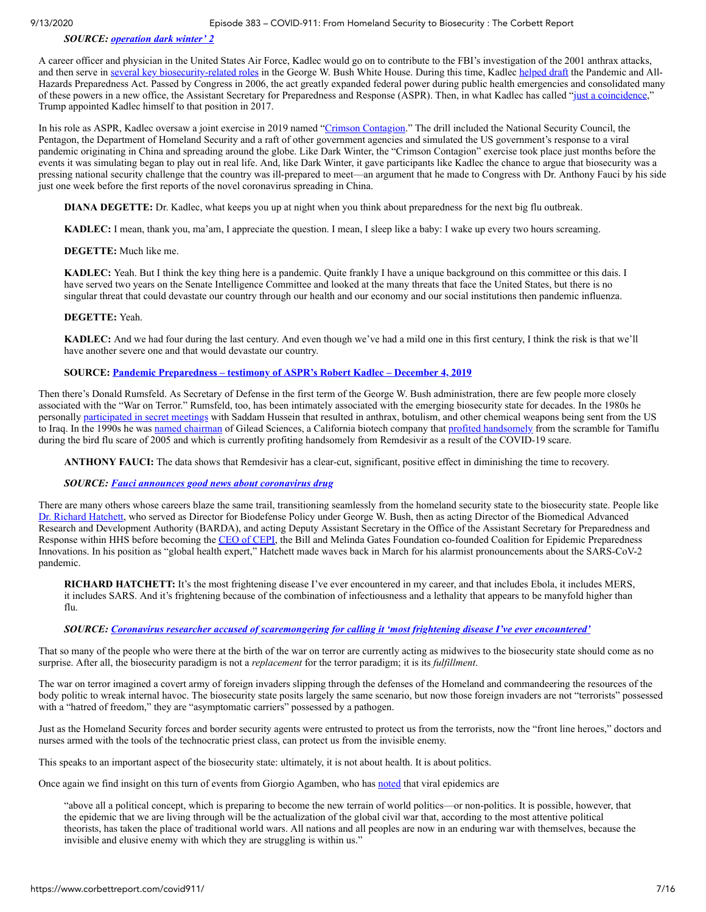***SOURCE: operation dark winter' 2***

A career officer and physician in the United States Air Force, Kadlec would go on to contribute to the FBI's investigation of the 2001 anthrax attacks, and then serve in several key biosecurity-related roles in the George W. Bush White House. During this time, Kadlec helped draft the Pandemic and All-Hazards Preparedness Act. Passed by Congress in 2006, the act greatly expanded federal power during public health emergencies and consolidated many of these powers in a new office, the Assistant Secretary for Preparedness and Response (ASPR). Then, in what Kadlec has called "just a coincidence," Trump appointed Kadlec himself to that position in 2017.

In his role as ASPR, Kadlec oversaw a joint exercise in 2019 named "Crimson Contagion." The drill included the National Security Council, the Pentagon, the Department of Homeland Security and a raft of other government agencies and simulated the US government's response to a viral pandemic originating in China and spreading around the globe. Like Dark Winter, the "Crimson Contagion" exercise took place just months before the events it was simulating began to play out in real life. And, like Dark Winter, it gave participants like Kadlec the chance to argue that biosecurity was a pressing national security challenge that the country was ill-prepared to meet—an argument that he made to Congress with Dr. Anthony Fauci by his side just one week before the first reports of the novel coronavirus spreading in China.

> **DIANA DEGETTE:** Dr. Kadlec, what keeps you up at night when you think about preparedness for the next big flu outbreak.
>
> **KADLEC:** I mean, thank you, ma'am, I appreciate the question. I mean, I sleep like a baby: I wake up every two hours screaming.
>
> **DEGETTE:** Much like me.
>
> **KADLEC:** Yeah. But I think the key thing here is a pandemic. Quite frankly I have a unique background on this committee or this dais. I have served two years on the Senate Intelligence Committee and looked at the many threats that face the United States, but there is no singular threat that could devastate our country through our health and our economy and our social institutions then pandemic influenza.
>
> **DEGETTE:** Yeah.
>
> **KADLEC:** And we had four during the last century. And even though we've had a mild one in this first century, I think the risk is that we'll have another severe one and that would devastate our country.
>
> **SOURCE: Pandemic Preparedness – testimony of ASPR's Robert Kadlec – December 4, 2019**

Then there's Donald Rumsfeld. As Secretary of Defense in the first term of the George W. Bush administration, there are few people more closely associated with the "War on Terror." Rumsfeld, too, has been intimately associated with the emerging biosecurity state for decades. In the 1980s he personally participated in secret meetings with Saddam Hussein that resulted in anthrax, botulism, and other chemical weapons being sent from the US to Iraq. In the 1990s he was named chairman of Gilead Sciences, a California biotech company that profited handsomely from the scramble for Tamiflu during the bird flu scare of 2005 and which is currently profiting handsomely from Remdesivir as a result of the COVID-19 scare.

> **ANTHONY FAUCI:** The data shows that Remdesivir has a clear-cut, significant, positive effect in diminishing the time to recovery.
>
> ***SOURCE: Fauci announces good news about coronavirus drug***

There are many others whose careers blaze the same trail, transitioning seamlessly from the homeland security state to the biosecurity state. People like Dr. Richard Hatchett, who served as Director for Biodefense Policy under George W. Bush, then as acting Director of the Biomedical Advanced Research and Development Authority (BARDA), and acting Deputy Assistant Secretary in the Office of the Assistant Secretary for Preparedness and Response within HHS before becoming the CEO of CEPI, the Bill and Melinda Gates Foundation co-founded Coalition for Epidemic Preparedness Innovations. In his position as "global health expert," Hatchett made waves back in March for his alarmist pronouncements about the SARS-CoV-2 pandemic.

> **RICHARD HATCHETT:** It's the most frightening disease I've ever encountered in my career, and that includes Ebola, it includes MERS, it includes SARS. And it's frightening because of the combination of infectiousness and a lethality that appears to be manyfold higher than flu.
>
> ***SOURCE: Coronavirus researcher accused of scaremongering for calling it 'most frightening disease I've ever encountered'***

That so many of the people who were there at the birth of the war on terror are currently acting as midwives to the biosecurity state should come as no surprise. After all, the biosecurity paradigm is not a *replacement* for the terror paradigm; it is its *fulfillment*.

The war on terror imagined a covert army of foreign invaders slipping through the defenses of the Homeland and commandeering the resources of the body politic to wreak internal havoc. The biosecurity state posits largely the same scenario, but now those foreign invaders are not "terrorists" possessed with a "hatred of freedom," they are "asymptomatic carriers" possessed by a pathogen.

Just as the Homeland Security forces and border security agents were entrusted to protect us from the terrorists, now the "front line heroes," doctors and nurses armed with the tools of the technocratic priest class, can protect us from the invisible enemy.

This speaks to an important aspect of the biosecurity state: ultimately, it is not about health. It is about politics.

Once again we find insight on this turn of events from Giorgio Agamben, who has noted that viral epidemics are

> "above all a political concept, which is preparing to become the new terrain of world politics—or non-politics. It is possible, however, that the epidemic that we are living through will be the actualization of the global civil war that, according to the most attentive political theorists, has taken the place of traditional world wars. All nations and all peoples are now in an enduring war with themselves, because the invisible and elusive enemy with which they are struggling is within us."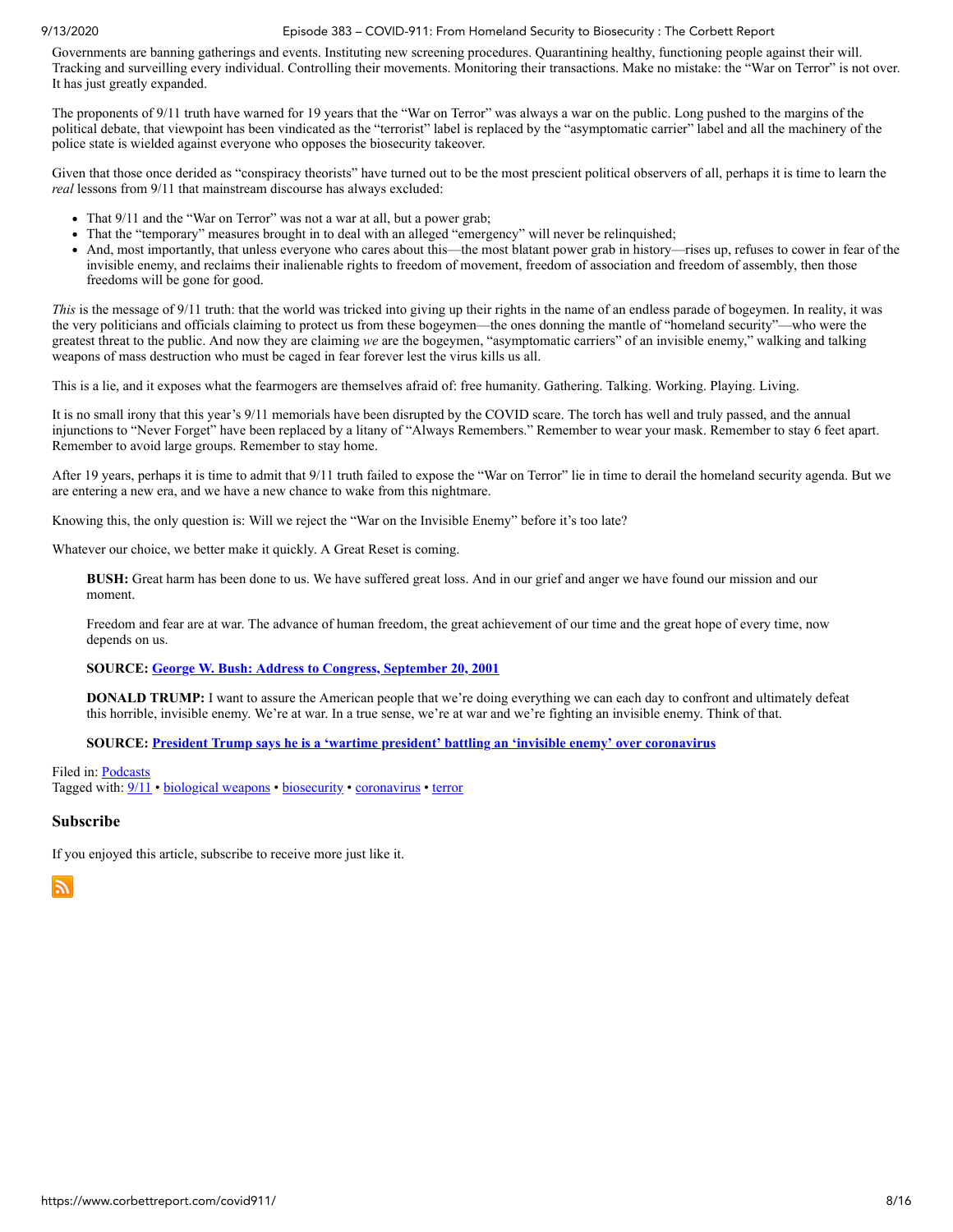Governments are banning gatherings and events. Instituting new screening procedures. Quarantining healthy, functioning people against their will. Tracking and surveilling every individual. Controlling their movements. Monitoring their transactions. Make no mistake: the "War on Terror" is not over. It has just greatly expanded.

The proponents of 9/11 truth have warned for 19 years that the "War on Terror" was always a war on the public. Long pushed to the margins of the political debate, that viewpoint has been vindicated as the "terrorist" label is replaced by the "asymptomatic carrier" label and all the machinery of the police state is wielded against everyone who opposes the biosecurity takeover.

Given that those once derided as "conspiracy theorists" have turned out to be the most prescient political observers of all, perhaps it is time to learn the *real* lessons from 9/11 that mainstream discourse has always excluded:

- That 9/11 and the "War on Terror" was not a war at all, but a power grab;
- That the "temporary" measures brought in to deal with an alleged "emergency" will never be relinquished;
- And, most importantly, that unless everyone who cares about this—the most blatant power grab in history—rises up, refuses to cower in fear of the invisible enemy, and reclaims their inalienable rights to freedom of movement, freedom of association and freedom of assembly, then those freedoms will be gone for good.

*This* is the message of 9/11 truth: that the world was tricked into giving up their rights in the name of an endless parade of bogeymen. In reality, it was the very politicians and officials claiming to protect us from these bogeymen—the ones donning the mantle of "homeland security"—who were the greatest threat to the public. And now they are claiming *we* are the bogeymen, "asymptomatic carriers" of an invisible enemy," walking and talking weapons of mass destruction who must be caged in fear forever lest the virus kills us all.

This is a lie, and it exposes what the fearmogers are themselves afraid of: free humanity. Gathering. Talking. Working. Playing. Living.

It is no small irony that this year's 9/11 memorials have been disrupted by the COVID scare. The torch has well and truly passed, and the annual injunctions to "Never Forget" have been replaced by a litany of "Always Remembers." Remember to wear your mask. Remember to stay 6 feet apart. Remember to avoid large groups. Remember to stay home.

After 19 years, perhaps it is time to admit that 9/11 truth failed to expose the "War on Terror" lie in time to derail the homeland security agenda. But we are entering a new era, and we have a new chance to wake from this nightmare.

Knowing this, the only question is: Will we reject the "War on the Invisible Enemy" before it's too late?

Whatever our choice, we better make it quickly. A Great Reset is coming.

> **BUSH:** Great harm has been done to us. We have suffered great loss. And in our grief and anger we have found our mission and our moment.
>
> Freedom and fear are at war. The advance of human freedom, the great achievement of our time and the great hope of every time, now depends on us.
>
> **SOURCE:** **George W. Bush: Address to Congress, September 20, 2001**
>
> **DONALD TRUMP:** I want to assure the American people that we're doing everything we can each day to confront and ultimately defeat this horrible, invisible enemy. We're at war. In a true sense, we're at war and we're fighting an invisible enemy. Think of that.
>
> **SOURCE:** **President Trump says he is a 'wartime president' battling an 'invisible enemy' over coronavirus**

Filed in: Podcasts
Tagged with: 9/11 • biological weapons • biosecurity • coronavirus • terror

### Subscribe

If you enjoyed this article, subscribe to receive more just like it.